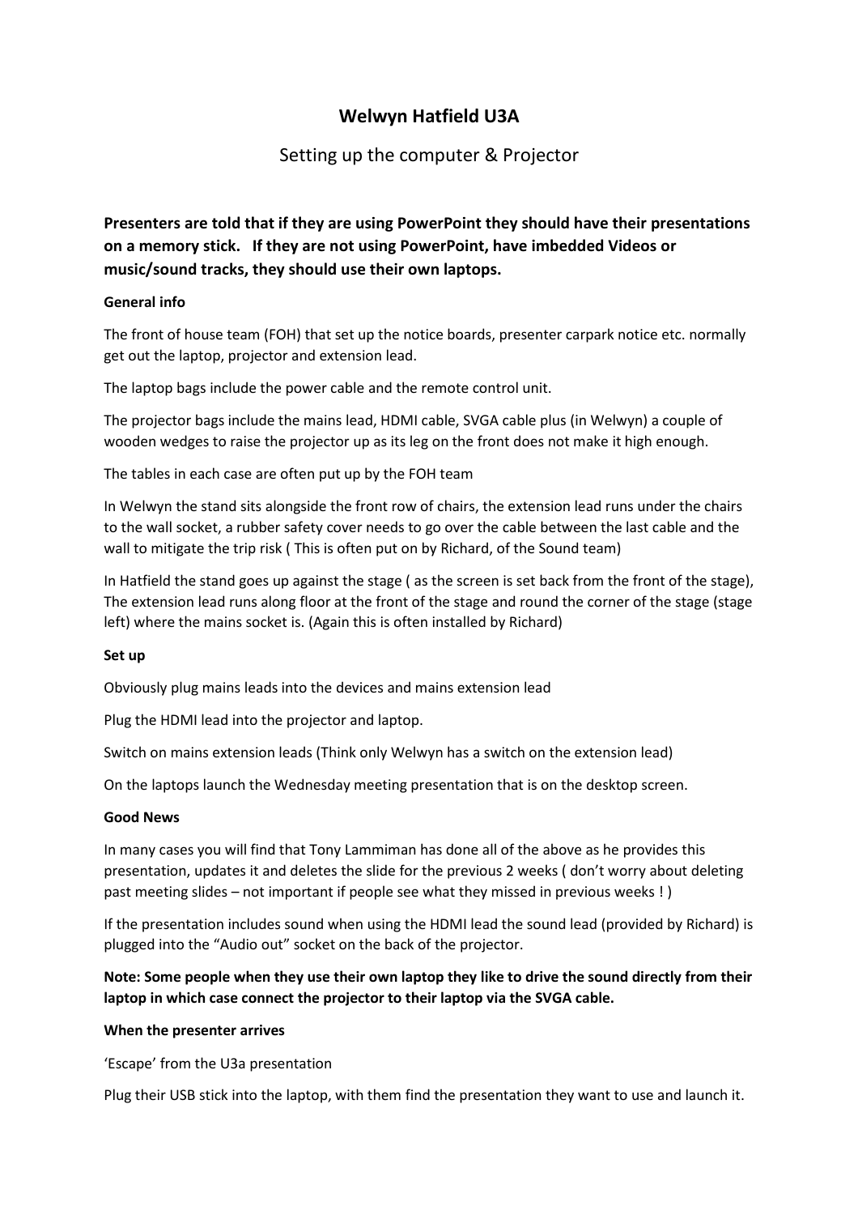# Welwyn Hatfield U3A

## Setting up the computer & Projector

**Presenters are told that if they are using PowerPoint they should have their presentations on a memory stick. If they are not using PowerPoint, have imbedded Videos or music/sound tracks, they should use their own laptops.**

**General info**

The front of house team (FOH) that set up the notice boards, presenter carpark notice etc. normally get out the laptop, projector and extension lead.

The laptop bags include the power cable and the remote control unit.

The projector bags include the mains lead, HDMI cable, SVGA cable plus (in Welwyn) a couple of wooden wedges to raise the projector up as its leg on the front does not make it high enough.

The tables in each case are often put up by the FOH team

In Welwyn the stand sits alongside the front row of chairs, the extension lead runs under the chairs to the wall socket, a rubber safety cover needs to go over the cable between the last cable and the wall to mitigate the trip risk ( This is often put on by Richard, of the Sound team)

In Hatfield the stand goes up against the stage ( as the screen is set back from the front of the stage), The extension lead runs along floor at the front of the stage and round the corner of the stage (stage left) where the mains socket is. (Again this is often installed by Richard)

**Set up**

Obviously plug mains leads into the devices and mains extension lead

Plug the HDMI lead into the projector and laptop.

Switch on mains extension leads (Think only Welwyn has a switch on the extension lead)

On the laptops launch the Wednesday meeting presentation that is on the desktop screen.

**Good News**

In many cases you will find that Tony Lammiman has done all of the above as he provides this presentation, updates it and deletes the slide for the previous 2 weeks ( don't worry about deleting past meeting slides – not important if people see what they missed in previous weeks ! )

If the presentation includes sound when using the HDMI lead the sound lead (provided by Richard) is plugged into the "Audio out" socket on the back of the projector.

**Note: Some people when they use their own laptop they like to drive the sound directly from their laptop in which case connect the projector to their laptop via the SVGA cable.**

**When the presenter arrives**

'Escape' from the U3a presentation

Plug their USB stick into the laptop, with them find the presentation they want to use and launch it.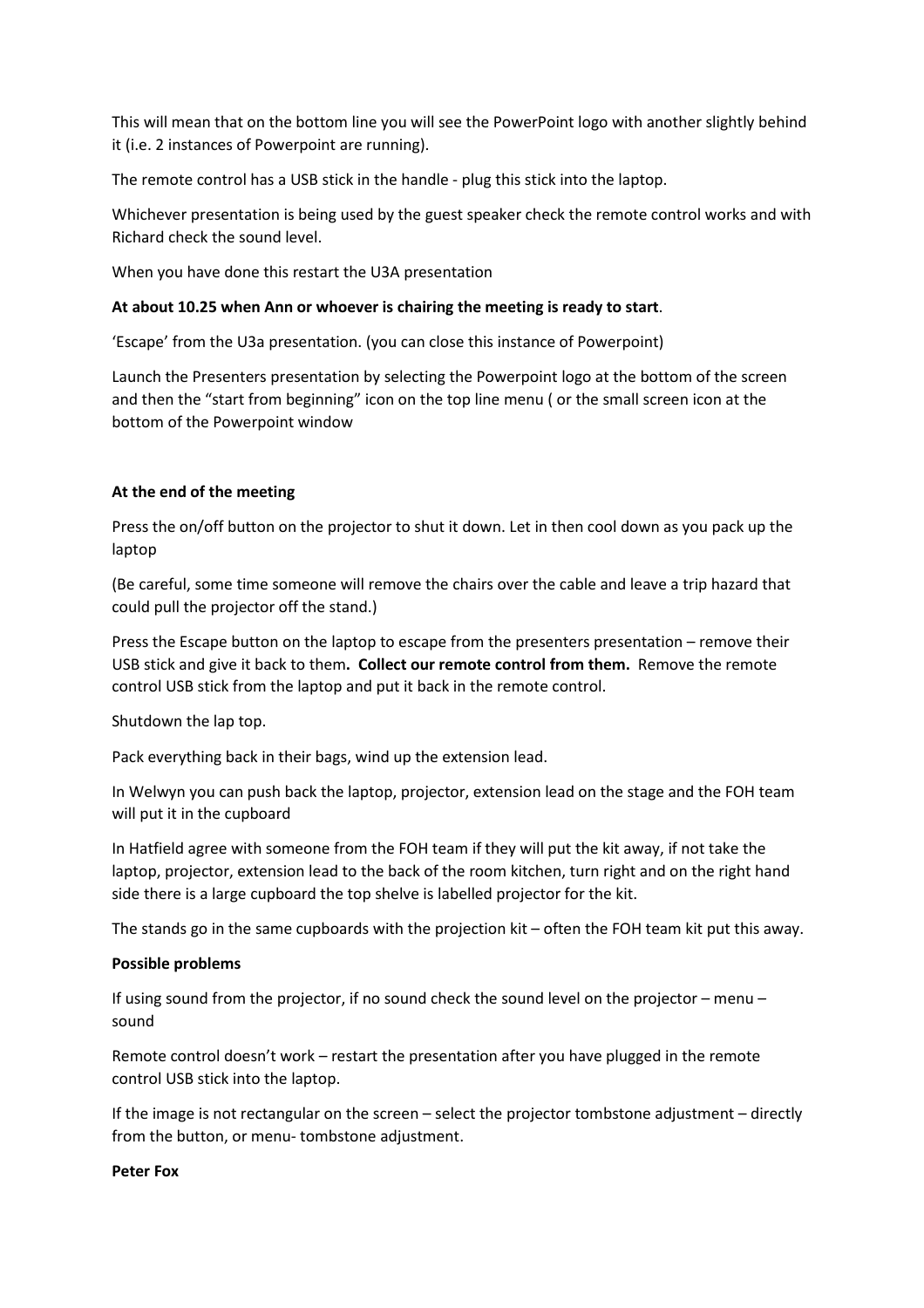This will mean that on the bottom line you will see the PowerPoint logo with another slightly behind it (i.e. 2 instances of Powerpoint are running).

The remote control has a USB stick in the handle - plug this stick into the laptop.

Whichever presentation is being used by the guest speaker check the remote control works and with Richard check the sound level.

When you have done this restart the U3A presentation

**At about 10.25 when Ann or whoever is chairing the meeting is ready to start**.

'Escape' from the U3a presentation. (you can close this instance of Powerpoint)

Launch the Presenters presentation by selecting the Powerpoint logo at the bottom of the screen and then the "start from beginning" icon on the top line menu ( or the small screen icon at the bottom of the Powerpoint window

**At the end of the meeting**

Press the on/off button on the projector to shut it down. Let in then cool down as you pack up the laptop

(Be careful, some time someone will remove the chairs over the cable and leave a trip hazard that could pull the projector off the stand.)

Press the Escape button on the laptop to escape from the presenters presentation – remove their USB stick and give it back to them**. Collect our remote control from them.** Remove the remote control USB stick from the laptop and put it back in the remote control.

Shutdown the lap top.

Pack everything back in their bags, wind up the extension lead.

In Welwyn you can push back the laptop, projector, extension lead on the stage and the FOH team will put it in the cupboard

In Hatfield agree with someone from the FOH team if they will put the kit away, if not take the laptop, projector, extension lead to the back of the room kitchen, turn right and on the right hand side there is a large cupboard the top shelve is labelled projector for the kit.

The stands go in the same cupboards with the projection kit – often the FOH team kit put this away.

**Possible problems**

If using sound from the projector, if no sound check the sound level on the projector – menu – sound

Remote control doesn't work – restart the presentation after you have plugged in the remote control USB stick into the laptop.

If the image is not rectangular on the screen – select the projector tombstone adjustment – directly from the button, or menu- tombstone adjustment.

**Peter Fox**